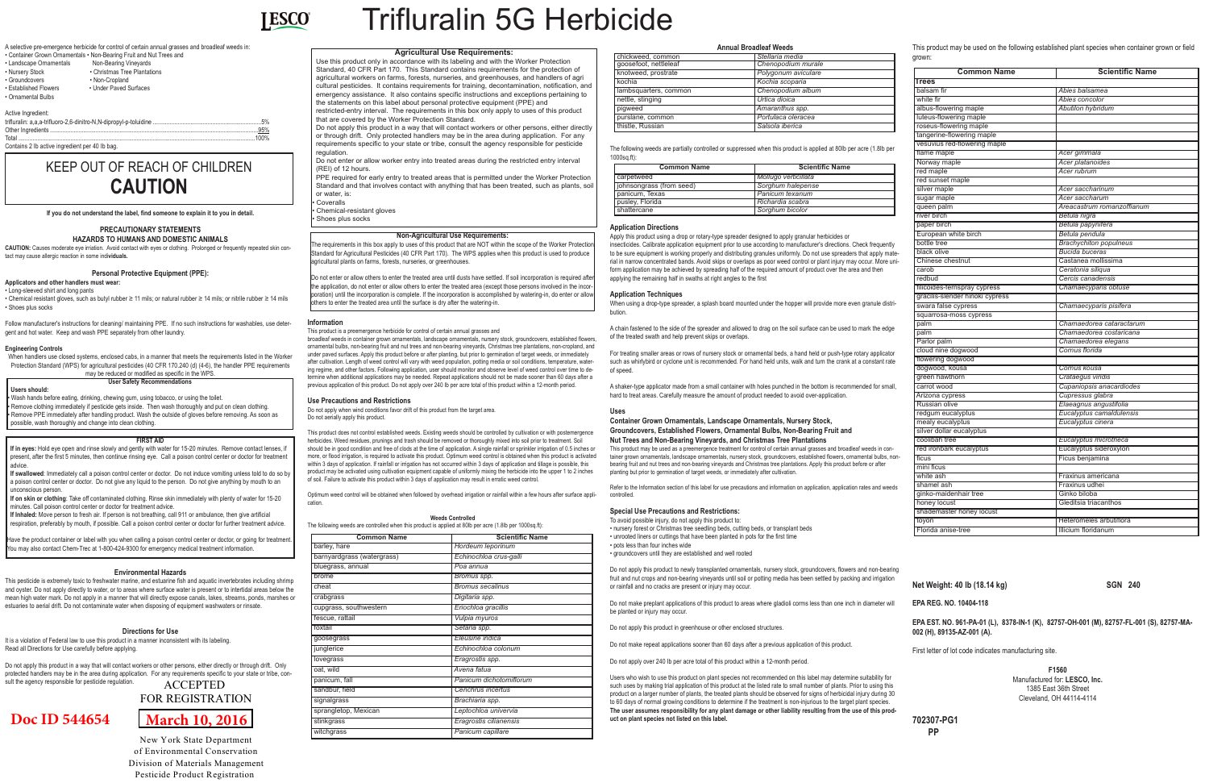# LESCO Trifluralin 5G Herbicide

A selective pre-emergence herbicide for control of certain annual grasses and broadleaf weeds in:
- Container Grown Ornamentals
- Non-Bearing Fruit and Nut Trees and
- Landscape Ornamentals
- Non-Bearing Vineyards
- Nursery Stock
- Christmas Tree Plantations
- Groundcovers
- Non-Cropland
- Established Flowers
- Under Paved Surfaces
- Ornamental Bulbs

Active Ingredient:

trifluralin: a,a,a-trifluoro-2,6-dinitro-N,N-dipropyl-p-toluidine .......... 5%
Other Ingredients .......... 95%
Total .......... 100%

Contains 2 lb active ingredient per 40 lb bag.

## KEEP OUT OF REACH OF CHILDREN
## CAUTION

**If you do not understand the label, find someone to explain it to you in detail.**

### PRECAUTIONARY STATEMENTS
### HAZARDS TO HUMANS AND DOMESTIC ANIMALS

**CAUTION:** Causes moderate eye irritation. Avoid contact with eyes or clothing. Prolonged or frequently repeated skin contact may cause allergic reaction in some individuals.

### Personal Protective Equipment (PPE):

**Applicators and other handlers must wear:**
- Long-sleeved shirt and long pants
- Chemical resistant gloves, such as butyl rubber ≥ 11 mils; or natural rubber ≥ 14 mils; or nitrile rubber ≥ 14 mils
- Shoes plus socks

Follow manufacturer's instructions for cleaning/ maintaining PPE. If no such instructions for washables, use detergent and hot water. Keep and wash PPE separately from other laundry.

**Engineering Controls**

When handlers use closed systems, enclosed cabs, in a manner that meets the requirements listed in the Worker Protection Standard (WPS) for agricultural pesticides (40 CFR 170.240 (d) (4-6), the handler PPE requirements may be reduced or modified as specific in the WPS.

**User Safety Recommendations**

**Users should:**
- Wash hands before eating, drinking, chewing gum, using tobacco, or using the toilet.
- Remove clothing immediately if pesticide gets inside. Then wash thoroughly and put on clean clothing.
- Remove PPE immediately after handling product. Wash the outside of gloves before removing. As soon as possible, wash thoroughly and change into clean clothing.

### FIRST AID

**If in eyes:** Hold eye open and rinse slowly and gently with water for 15-20 minutes. Remove contact lenses, if present, after the first 5 minutes, then continue rinsing eye. Call a poison control center or doctor for treatment advice.

**If swallowed**: Immediately call a poison control center or doctor. Do not induce vomiting unless told to do so by a poison control center or doctor. Do not give any liquid to the person. Do not give anything by mouth to an unconscious person.

**If on skin or clothing**: Take off contaminated clothing. Rinse skin immediately with plenty of water for 15-20 minutes. Call poison control center or doctor for treatment advice.

**If Inhaled:** Move person to fresh air. If person is not breathing, call 911 or ambulance, then give artificial respiration, preferably by mouth, if possible. Call a poison control center or doctor for further treatment advice.

Have the product container or label with you when calling a poison control center or doctor, or going for treatment. You may also contact Chem-Trec at 1-800-424-9300 for emergency medical treatment information.

### Environmental Hazards

This pesticide is extremely toxic to freshwater marine, and estuarine fish and aquatic invertebrates including shrimp and oyster. Do not apply directly to water, or to areas where surface water is present or to intertidal areas below the mean high water mark. Do not apply in a manner that will directly expose canals, lakes, streams, ponds, marshes or estuaries to aerial drift. Do not contaminate water when disposing of equipment washwaters or rinsate.

### Directions for Use

It is a violation of Federal law to use this product in a manner inconsistent with its labeling. Read all Directions for Use carefully before applying.

Do not apply this product in a way that will contact workers or other persons, either directly or through drift. Only protected handlers may be in the area during application. For any requirements specific to your state or tribe, consult the agency responsible for pesticide regulation.

ACCEPTED
FOR REGISTRATION

**Doc ID 544654**

**March 10, 2016**

New York State Department
of Environmental Conservation
Division of Materials Management
Pesticide Product Registration

### Agricultural Use Requirements:

Use this product only in accordance with its labeling and with the Worker Protection Standard, 40 CFR Part 170. This Standard contains requirements for the protection of agricultural workers on farms, forests, nurseries, and greenhouses, and handlers of agricultural pesticides. It contains requirements for training, decontamination, notification, and emergency assistance. It also contains specific instructions and exceptions pertaining to the statements on this label about personal protective equipment (PPE) and restricted-entry interval. The requirements in this box only apply to uses of this product that are covered by the Worker Protection Standard.

Do not apply this product in a way that will contact workers or other persons, either directly or through drift. Only protected handlers may be in the area during application. For any requirements specific to your state or tribe, consult the agency responsible for pesticide regulation.

Do not enter or allow worker entry into treated areas during the restricted entry interval (REI) of 12 hours.

PPE required for early entry to treated areas that is permitted under the Worker Protection Standard and that involves contact with anything that has been treated, such as plants, soil or water, is:
- Coveralls
- Chemical-resistant gloves
- Shoes plus socks

### Non-Agricultural Use Requirements:

The requirements in this box apply to uses of this product that are NOT within the scope of the Worker Protection Standard for Agricultural Pesticides (40 CFR Part 170). The WPS applies when this product is used to produce agricultural plants on farms, forests, nurseries, or greenhouses.

Do not enter or allow others to enter the treated area until dusts have settled. If soil incorporation is required after the application, do not enter or allow others to enter the treated area (except those persons involved in the incorporation) until the incorporation is complete. If the incorporation is accomplished by watering-in, do enter or allow others to enter the treated area until the surface is dry after the watering-in.

### Information

This product is a preemergence herbicide for control of certain annual grasses and broadleaf weeds in container grown ornamentals, landscape ornamentals, nursery stock, groundcovers, established flowers, ornamental bulbs, non-bearing fruit and nut trees and non-bearing vineyards, Christmas tree plantations, non-cropland, and under paved surfaces. Apply this product before or after planting, but prior to germination of target weeds, or immediately after cultivation. Length of weed control will vary with weed population, potting media or soil conditions, temperature, watering regime, and other factors. Following application, user should monitor and observe level of weed control over time to determine when additional applications may be needed. Repeat applications should not be made sooner than 60 days after a previous application of this product. Do not apply over 240 lb per acre total of this product within a 12-month period.

### Use Precautions and Restrictions

Do not apply when wind conditions favor drift of this product from the target area.
Do not aerially apply this product.

This product does not control established weeds. Existing weeds should be controlled by cultivation or with postemergence herbicides. Weed residues, prunings and trash should be removed or thoroughly mixed into soil prior to treatment. Soil should be in good condition and free of clods at the time of application. A single rainfall or sprinkler irrigation of 0.5 inches or more, or flood irrigation, is required to activate this product. Optimum weed control is obtained when this product is activated within 3 days of application. If rainfall or irrigation has not occurred within 3 days of application and tillage is possible, this product may be activated using cultivation equipment capable of uniformly mixing the herbicide into the upper 1 to 2 inches of soil. Failure to activate this product within 3 days of application may result in erratic weed control.

Optimum weed control will be obtained when followed by overhead irrigation or rainfall within a few hours after surface application.

### Weeds Controlled

The following weeds are controlled when this product is applied at 80lb per acre (1.8lb per 1000sq.ft):

| Common Name | Scientific Name |
|---|---|
| barley, hare | Hordeum leporinum |
| barnyardgrass (watergrass) | Echinochloa crus-galli |
| bluegrass, annual | Poa annua |
| brome | Bromus spp. |
| cheat | Bromus secalinus |
| crabgrass | Digitaria spp. |
| cupgrass, southwestern | Enochloa gracillis |
| fescue, rattail | Vulpia myuros |
| foxtail | Setaria spp. |
| goosegrass | Eleusine indica |
| junglerice | Echinochloa colonum |
| lovegrass | Eragrostis spp. |
| oat, wild | Avena fatua |
| panicum, fall | Panicum dichotomiflorum |
| sandbur, field | Cenchrus incertus |
| signalgrass | Brachiaria spp. |
| sprangletop, Mexican | Leptochloa univervia |
| stinkgrass | Eragrostis cilianensis |
| witchgrass | Panicum capillare |

### Annual Broadleaf Weeds

| Common Name | Scientific Name |
|---|---|
| chickweed, common | Stellaria media |
| goosefoot, nettleleaf | Chenopodium murale |
| knotweed, prostrate | Polygonum aviculare |
| kochia | Kochia scoparia |
| lambsquarters, common | Chenopodium album |
| nettle, stinging | Urtica dioica |
| pigweed | Amaranthus spp. |
| purslane, common | Portulaca oleracea |
| thistle, Russian | Salsola iberica |

The following weeds are partially controlled or suppressed when this product is applied at 80lb per acre (1.8lb per 1000sq.ft):

| Common Name | Scientific Name |
|---|---|
| carpetweed | Mollugo verticillata |
| johnsongrass (from seed) | Sorghum halepense |
| panicum, Texas | Panicum texanum |
| pusley, Florida | Richardia scabra |
| shattercane | Sorghum bicolor |

### Application Directions

Apply this product using a drop or rotary-type spreader designed to apply granular herbicides or insecticides. Calibrate application equipment prior to use according to manufacturer's directions. Check frequently to be sure equipment is working properly and distributing granules uniformly. Do not use spreaders that apply material in narrow concentrated bands. Avoid skips or overlaps as poor weed control or plant injury may occur. More uniform application may be achieved by spreading half of the required amount of product over the area and then applying the remaining half in swaths at right angles to the first

### Application Techniques

When using a drop-type spreader, a splash board mounted under the hopper will provide more even granule distribution.

A chain fastened to the side of the spreader and allowed to drag on the soil surface can be used to mark the edge of the treated swath and help prevent skips or overlaps.

For treating smaller areas or rows of nursery stock or ornamental beds, a hand held or push-type rotary applicator such as whirlybird or cyclone unit is recommended. For hand held units, walk and turn the crank at a constant rate of speed.

A shaker-type applicator made from a small container with holes punched in the bottom is recommended for small, hard to treat areas. Carefully measure the amount of product needed to avoid over-application.

### Uses

**Container Grown Ornamentals, Landscape Ornamentals, Nursery Stock, Groundcovers, Established Flowers, Ornamental Bulbs, Non-Bearing Fruit and Nut Trees and Non-Bearing Vineyards, and Christmas Tree Plantations**

This product may be used as a preemergence treatment for control of certain annual grasses and broadleaf weeds in container grown ornamentals, landscape ornamentals, nursery stock, groundcovers, established flowers, ornamental bulbs, non-bearing fruit and nut trees and non-bearing vineyards and Christmas tree plantations. Apply this product before or after planting but prior to germination of target weeds, or immediately after cultivation.

Refer to the Information section of this label for use precautions and information on application, application rates and weeds controlled.

### Special Use Precautions and Restrictions:

To avoid possible injury, do not apply this product to:
- nursery forest or Christmas tree seedling beds, cutting beds, or transplant beds
- unrooted liners or cuttings that have been planted in pots for the first time
- pots less than four inches wide
- groundcovers until they are established and well rooted

Do not apply this product to newly transplanted ornamentals, nursery stock, groundcovers, flowers and non-bearing fruit and nut crops and non-bearing vineyards until soil or potting media has been settled by packing and irrigation or rainfall and no cracks are present or injury may occur.

Do not make preplant applications of this product to areas where gladioli corms less than one inch in diameter will be planted or injury may occur.

Do not apply this product in greenhouse or other enclosed structures.

Do not make repeat applications sooner than 60 days after a previous application of this product.

Do not apply over 240 lb per acre total of this product within a 12-month period.

Users who wish to use this product on plant species not recommended on this label may determine suitability for such uses by making trial application of this product at the listed rate to small number of plants. Prior to using this product on a larger number of plants, the treated plants should be observed for signs of herbicidal injury during 30 to 60 days of normal growing conditions to determine if the treatment is non-injurious to the target plant species. **The user assumes responsibility for any plant damage or other liability resulting from the use of this product on plant species not listed on this label.**

This product may be used on the following established plant species when container grown or field grown:

| Common Name | Scientific Name |
|---|---|
| **Trees** | |
| balsam fir | Abies balsamea |
| white fir | Abies concolor |
| albus-flowering maple | Abutilon hybridum |
| luteus-flowering maple | |
| roseus-flowering maple | |
| tangerine-flowering maple | |
| vesuvius red-flowering maple | |
| flame maple | Acer ginnala |
| Norway maple | Acer platanoides |
| red maple | Acer rubrum |
| red sunset maple | |
| silver maple | Acer saccharinum |
| sugar maple | Acer saccharum |
| queen palm | Areacastrum romanzoffianum |
| river birch | Betula nigra |
| paper birch | Betula papyrifera |
| European white birch | Betula pendula |
| bottle tree | Brachychiton populneus |
| black olive | Bucida buceras |
| Chinese chestnut | Castanea mollissima |
| carob | Ceratonia siliqua |
| redbud | Cercis canadensis |
| filicoides-fernspray cypress | Chamaecyparis obtuse |
| gracilis-slender hinoki cypress | |
| swara false cypress | Chamaecyparis pisifera |
| squarrosa-moss cypress | |
| palm | Chamaedorea cataractarum |
| palm | Chamaedorea costaricana |
| Parlor palm | Chamaedorea elegans |
| cloud nine dogwood | Cornus florida |
| flowering dogwood | |
| dogwood, Kousa | Cornus kousa |
| green hawthorn | Crataegus viridis |
| carrot wood | Cupaniopsis anacardioides |
| Arizona cypress | Cupressus glabra |
| Russian olive | Elaeagnus angustifolia |
| redgum eucalyptus | Eucalyptus camaldulensis |
| mealy eucalyptus | Eucalyptus cinera |
| silver dollar eucalyptus | |
| coolibah tree | Eucalyptus microtheca |
| red ironbark eucalyptus | Eucalyptus sideroxylon |
| ficus | Ficus benjamina |
| mini ficus | |
| white ash | Fraxinus americana |
| shamel ash | Fraxinus udhei |
| ginko-maidenhair tree | Ginkgo biloba |
| honey locust | Gleditsia triacanthos |
| shademaster honey locust | |
| toyon | Heteromeles arbutifolia |
| Florida anise-tree | Illicium floridanum |

**Net Weight: 40 lb (18.14 kg)** **SGN 240**

**EPA REG. NO. 10404-118**

**EPA EST. NO. 961-PA-01 (L), 8378-IN-1 (K), 82757-OH-001 (M), 82757-FL-001 (S), 82757-MA-002 (H), 89135-AZ-001 (A).**

First letter of lot code indicates manufacturing site.

**F1560**
Manufactured for: **LESCO, Inc.**
1385 East 36th Street
Cleveland, OH 44114-4114

**702307-PG1**
**PP**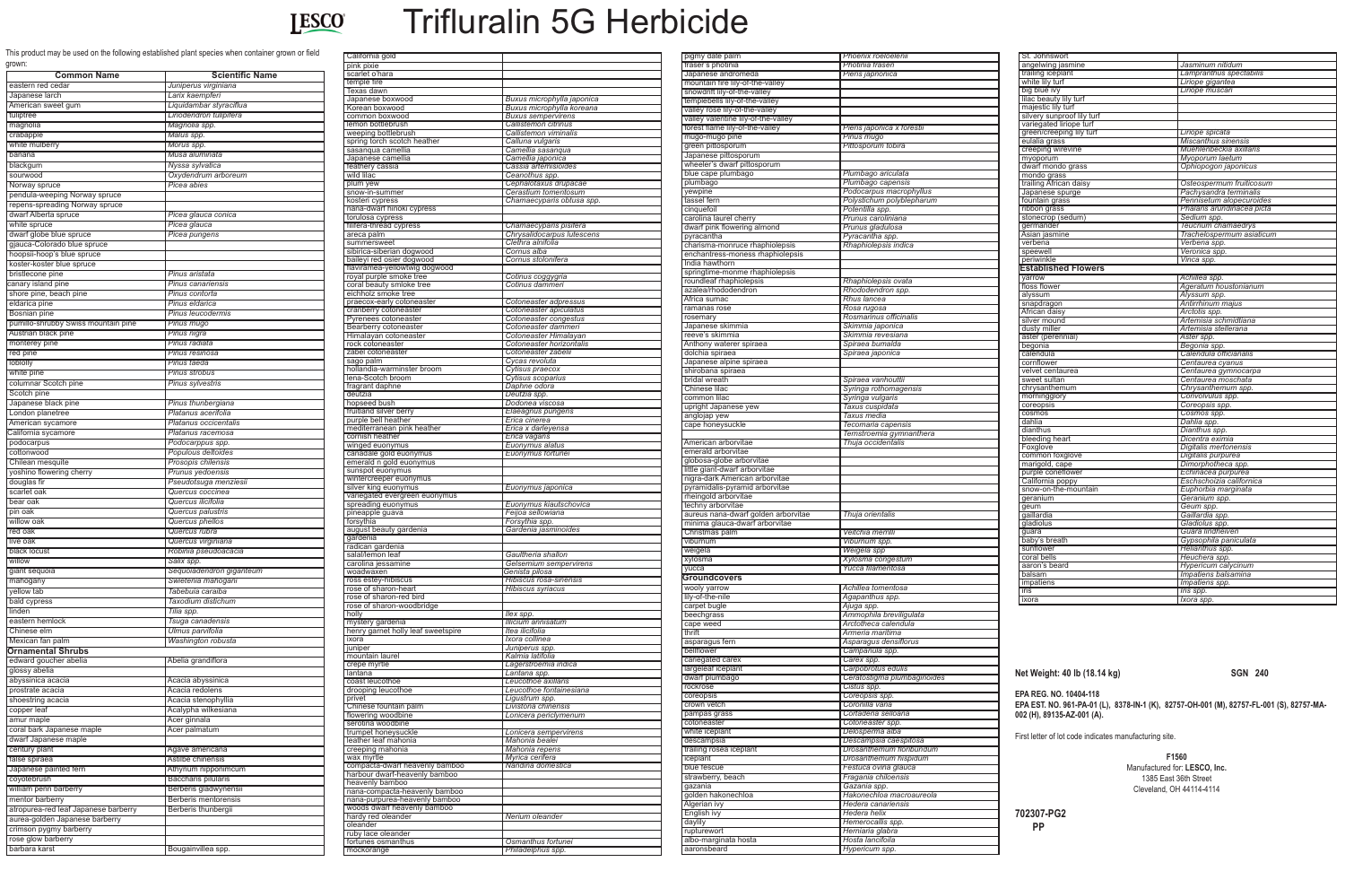# Trifluralin 5G Herbicide

This product may be used on the following established plant species when container grown or field grown:

| Common Name | Scientific Name |
|---|---|
| eastern red cedar | Juniperus virginiana |
| Japanese larch | Larix kaempferi |
| American sweet gum | Liquidambar styraciflua |
| tuliptree | Liriodendron tulipifera |
| magnolia | Magnolia spp. |
| crabapple | Malus spp. |
| white mulberry | Morus spp. |
| banana | Musa aluminata |
| blackgum | Nyssa sylvatica |
| sourwood | Oxydendrum arboreum |
| Norway spruce | Picea abies |
| pendula-weeping Norway spruce | |
| repens-spreading Norway spruce | |
| dwarf Alberta spruce | Picea glauca conica |
| white spruce | Picea glauca |
| dwarf globe blue spruce | Picea pungens |
| glauca-Colorado blue spruce | |
| hoopsii-hoop's blue spruce | |
| koster-koster blue spruce | |
| bristlecone pine | Pinus aristata |
| canary island pine | Pinus canariensis |
| shore pine, beach pine | Pinus contorta |
| eldarica pine | Pinus eldarica |
| Bosnian pine | Pinus leucodermis |
| pumilio-shrubby Swiss mountain pine | Pinus mugo |
| Austrian black pine | Pinus nigra |
| monterey pine | Pinus radiata |
| red pine | Pinus resinosa |
| loblolly | Pinus taeda |
| white pine | Pinus strobus |
| columnar Scotch pine | Pinus sylvestris |
| Scotch pine | |
| Japanese black pine | Pinus thunbergiana |
| London planetree | Platanus acerifolia |
| American sycamore | Platanus occicentalis |
| California sycamore | Platanus racemosa |
| podocarpus | Podocarpus spp. |
| cottonwood | Populous deltoides |
| Chilean mesquite | Prosopis chilensis |
| yoshino flowering cherry | Prunus yedoensis |
| douglas fir | Pseudotsuga menziesii |
| scarlet oak | Quercus coccinea |
| bear oak | Quercus ilicifolia |
| pin oak | Quercus palustris |
| willow oak | Quercus phellos |
| red oak | Quercus rubra |
| live oak | Quercus virginiana |
| black locust | Robinia pseudoacacia |
| willow | Salix spp. |
| giant sequoia | Sequoiadendron giganteum |
| mahogany | Swietenia mahogani |
| yellow tab | Tabebuia caraiba |
| bald cypress | Taxodium distichum |
| linden | Tilia spp. |
| eastern hemlock | Tsuga canadensis |
| Chinese elm | Ulmus parvifolia |
| Mexican fan palm | Washington robusta |
| **Ornamental Shrubs** | |
| edward goucher abelia | Abelia grandiflora |
| glossy abelia | |
| abyssinica acacia | Acacia abyssinica |
| prostrate acacia | Acacia redolens |
| shoestring acacia | Acacia stenophyllia |
| copper leaf | Acalypha wilkesiana |
| amur maple | Acer ginnala |
| coral bark Japanese maple | Acer palmatum |
| dwarf Japanese maple | |
| century plant | Agave americana |
| false spiraea | Astilbe chinensis |
| Japanese painted fern | Athyrium nipponimcum |
| coyotebrush | Baccharis pilularis |
| william penn barberry | Berberis gladwynensii |
| mentor barberry | Berberis mentorensis |
| atropurea-red leaf Japanese barberry | Berberis thunbergii |
| aurea-golden Japanese barberry | |
| crimson pygmy barberry | |
| rose glow barberry | |
| barbara karst | Bougainvillea spp. |
| California gold | |
| pink pixie | |
| scarlet o'hara | |
| temple fire | |
| Texas dawn | |
| Japanese boxwood | Buxus microphylla japonica |
| Korean boxwood | Buxus microphylla koreana |
| common boxwood | Buxus sempervirens |
| lemon bottlebrush | Callistemon citrinus |
| weeping bottlebrush | Callistemon viminalis |
| spring torch scotch heather | Calluna vulgaris |
| sasanqua camellia | Camellia sasanqua |
| Japanese camellia | Camellia japonica |
| feathery cassia | Cassia artemisioides |
| wild lilac | Ceanothus spp. |
| plum yew | Cephalotaxus drupacae |
| snow-in-summer | Cerastium tomentosum |
| kosteri cypress | Chamaecyparis obtusa spp. |
| nana-dwarf hinoki cypress | |
| torulosa cypress | |
| filifera-thread cypress | Chamaecyparis pisifera |
| areca palm | Chrysalidocarpus lutescens |
| summersweet | Clethra alnifolia |
| sibirica-siberian dogwood | Cornus alba |
| baileyi red osier dogwood | Cornus stolonifera |
| flaviramea-yellowtwig dogwood | |
| royal purple smoke tree | Cotinus coggygria |
| coral beauty smoke tree | Cotinus dammeri |
| eichholz smoke tree | |
| praecox-early cotoneaster | Cotoneaster adpressus |
| cranberry cotoneaster | Cotoneaster apiculatus |
| Pyrenees cotoneaster | Cotoneaster congestus |
| Bearberry cotoneaster | Cotoneaster dammeri |
| Himalayan cotoneaster | Cotoneaster Himalayan |
| rock cotoneaster | Cotoneaster horizontalis |
| zabel cotoneaster | Cotoneaster zabelii |
| sago palm | Cycas revoluta |
| hollandia-warminster broom | Cytisus praecox |
| lena-Scotch broom | Cytisus scoparius |
| fragrant daphne | Daphne odora |
| deutzia | Deutzia spp. |
| hopseed bush | Dodonea viscosa |
| fruitland silver berry | Elaeagnus pungens |
| purple bell heather | Erica cinerea |
| mediterranean pink heather | Erica x darleyensa |
| cornish heather | Erica vagans |
| winged euonymus | Euonymus alatus |
| canadale gold euonymus | Euonymus fortunei |
| emerald n gold euonymus | |
| sunspot euonymus | |
| wintercreeper euonymus | |
| silver king euonymus | Euonymus japonica |
| variegated evergreen euonymus | |
| spreading euonymus | Euonymus kiautschovica |
| pineapple guava | Feijoa sellowiana |
| forsythia | Forsythia spp. |
| august beauty gardenia | Gardenia jasminoides |
| gardenia | |
| radican gardenia | |
| salal/lemon leaf | Gaultheria shallon |
| carolina jessamine | Gelsemium sempervirens |
| woadwaxen | Genista pilosa |
| ross estey-hibiscus | Hibiscus rosa-sinensis |
| rose of sharon-heart | Hibiscus syriacus |
| rose of sharon-red bird | |
| rose of sharon-woodbridge | |
| holly | Ilex spp. |
| mystery gardenia | Illicium anisatum |
| henry garnet holly leaf sweetspire | Itea ilicifolia |
| ixora | Ixora collinea |
| juniper | Juniperus spp. |
| mountain laurel | Kalmia latifolia |
| crepe myrtle | Lagerstroemia indica |
| lantana | Lantana spp. |
| coast leucothoe | Leucothoe axillaris |
| drooping leucothoe | Leucothoe fontanesiana |
| privet | Ligustrum spp. |
| Chinese fountain palm | Livistona chinensis |
| flowering woodbine | Lonicera periclymenum |
| serotina woodbine | |
| trumpet honeysuckle | Lonicera sempervirens |
| leather leaf mahonia | Mahonia bealei |
| creeping mahonia | Mahonia repens |
| wax myrtle | Myrica cerifera |
| compacta-dwarf heavenly bamboo | Nandina domestica |
| harbour dwarf-heavenly bamboo | |
| heavenly bamboo | |
| nana-compacta-heavenly bamboo | |
| nana-purpurea-heavenly bamboo | |
| woods dwarf heavenly bamboo | |
| hardy red oleander | Nerium oleander |
| oleander | |
| ruby lace oleander | |
| fortunes osmanthus | Osmanthus fortunei |
| mockorange | Philadelphus spp. |
| pigmy date palm | Phoenix roebelenii |
| fraser's photinia | Photinia fraseri |
| Japanese andromeda | Pieris japonica |
| mountain fire lily-of-the-valley | |
| snowdrift lily-of-the-valley | |
| templebells lily-of-the-valley | |
| valley rose lily-of-the-valley | |
| valley valentine lily-of-the-valley | |
| forest flame lily-of-the-valley | Pieris japonica x forestii |
| mugo-mugo pine | Pinus mugo |
| green pittosporum | Pittosporum tobira |
| Japanese pittosporum | |
| wheeler's dwarf pittosporum | |
| blue cape plumbago | Plumbago ariculata |
| plumbago | Plumbago capensis |
| yewpine | Podocarpus macrophyllus |
| tassel fern | Polystichum polyblepharum |
| cinquefoil | Potentilla spp. |
| carolina laurel cherry | Prunus caroliniana |
| dwarf pink flowering almond | Prunus gladulosa |
| pyracantha | Pyracantha spp. |
| charisma-monruce rhaphiolepsis | Rhaphiolepsis indica |
| enchantress-moness rhaphiolepsis | |
| India hawthorn | |
| springtime-monme rhaphiolepsis | |
| roundleaf rhaphiolepsis | Rhaphiolepsis ovata |
| azalea/rhododendron | Rhododendron spp. |
| Africa sumac | Rhus lancea |
| ramanas rose | Rosa rugosa |
| rosemary | Rosmarinus officinalis |
| Japanese skimmia | Skimmia japonica |
| reeve's skimmia | Skimmia revesiana |
| Anthony waterer spiraea | Spiraea bumalda |
| dolchia spiraea | Spiraea japonica |
| Japanese alpine spiraea | |
| shirobana spiraea | |
| bridal wreath | Spiraea vanhouttii |
| Chinese lilac | Syringa rothomagensis |
| common lilac | Syringa vulgaris |
| upright Japanese yew | Taxus cuspidata |
| anglojap yew | Taxus media |
| cape honeysuckle | Tecomaria capensis |
| | Ternstroemia gymnanthera |
| American arborvitae | Thuja occidentalis |
| emerald arborvitae | |
| globosa-globe arborvitae | |
| little giant-dwarf arborvitae | |
| nigra-dark American arborvitae | |
| pyramidalis-pyramid arborvitae | |
| rheingold arborvitae | |
| techny arborvitae | |
| aureus nana-dwarf golden arborvitae | Thuja orientalis |
| minima glauca-dwarf arborvitae | |
| Christmas palm | Veitchia merrilli |
| viburnum | Viburnum spp. |
| weigela | Weigela spp. |
| xylosma | Xylosma congestum |
| yucca | Yucca filamentosa |
| **Groundcovers** | |
| wooly yarrow | Achillea tomentosa |
| lily-of-the-nile | Agapanthus spp. |
| carpet bugle | Ajuga spp. |
| beechgrass | Ammophila breviligulata |
| cape weed | Arctotheca calendula |
| thrift | Armeria maritima |
| asparagus fern | Asparagus densiflorus |
| bellflower | Campanula spp. |
| variegated carex | Carex spp. |
| largeleaf iceplant | Carpobrotus edulis |
| dwarf plumbago | Ceratostigma plumbaginoides |
| rockrose | Cistus spp. |
| coreopsis | Coreopsis spp. |
| crown vetch | Coronilla varia |
| pampas grass | Cortadena selloana |
| cotoneaster | Cotoneaster spp. |
| white iceplant | Delosperma alba |
| descampsia | Descampsia caespitosa |
| trailing rosea iceplant | Drosanthemum floribundum |
| iceplant | Drosanthemum hispidum |
| blue fescue | Festuca ovina glauca |
| strawberry, beach | Fragaria chiloensis |
| gazania | Gazania spp. |
| golden hakonechloa | Hakonechloa macroaureola |
| Algerian ivy | Hedera canariensis |
| English ivy | Hedera helix |
| daylily | Hemerocallis spp. |
| rupturewort | Herniaria glabra |
| albo-marginata hosta | Hosta lancifolia |
| aaronsbeard | Hypericum spp. |
| St. Johnswort | |
| angelwing jasmine | Jasminum nitidum |
| trailing iceplant | Lampranthus spectabilis |
| white lily turf | Liriope gigantea |
| big blue ivy | Liriope muscari |
| lilac beauty lily turf | |
| majestic lily turf | |
| silvery sunproof lily turf | |
| variegated liriope turf | |
| green/creeping lily turf | Liriope spicata |
| eulalia grass | Miscanthus sinensis |
| creeping wirevine | Muehlenbeckia axillaris |
| myoporum | Myoporum laetum |
| dwarf mondo grass | Ophiopogon japonicus |
| mondo grass | |
| trailing African daisy | Osteospermum fruiticosum |
| Japanese spurge | Pachysandra terminalis |
| fountain grass | Pennisetum alopecuroides |
| ribbon grass | Phalaris arundinacea picta |
| stonecrop (sedum) | Sedium spp. |
| germander | Teucrium chamaedrys |
| Asian jasmine | Trachelospermum asiaticum |
| verbena | Verbena spp. |
| speewell | Veronica spp. |
| periwinkle | Vinca spp. |
| **Established Flowers** | |
| yarrow | Achillea spp. |
| floss flower | Ageratum houstonianum |
| alyssum | Alyssum spp. |
| snapdragon | Antirrhinum majus |
| African daisy | Arctotis spp. |
| silver mound | Artemisia schmidtiana |
| dusty miller | Artemisia stellerana |
| aster (perennial) | Aster spp. |
| begonia | Begonia spp. |
| calendula | Calendula officianalis |
| cornflower | Centaurea cyanus |
| velvet centaurea | Centaurea gymnocarpa |
| sweet sultan | Centaurea moschata |
| chrysanthemum | Chrysanthemum spp. |
| morningglory | Convolvulus spp. |
| coreopsis | Coreopsis spp. |
| cosmos | Cosmos spp. |
| dahlia | Dahlia spp. |
| dianthus | Dianthus spp. |
| bleeding heart | Dicentra eximia |
| Foxglove | Digitalis mertonensis |
| common foxglove | Digitalis purpurea |
| marigold, cape | Dimorphotheca spp. |
| purple coneflower | Echinacea purpurea |
| California poppy | Eschscholzia californica |
| snow-on-the-mountain | Euphorbia marginata |
| geranium | Geranium spp. |
| geum | Geum spp. |
| gaillardia | Gaillardia spp. |
| gladiolus | Gladiolus spp. |
| guara | Guara lindheimeri |
| baby's breath | Gypsophila paniculata |
| sunflower | Helianthus spp. |
| coral bells | Heuchera spp. |
| aaron's beard | Hypericum calycinum |
| balsam | Impatiens balsamina |
| impatiens | Impatiens spp. |
| iris | Iris spp. |
| ixora | Ixora spp. |

**Net Weight: 40 lb (18.14 kg)** **SGN 240**

**EPA REG. NO. 10404-118**
**EPA EST. NO. 961-PA-01 (L), 8378-IN-1 (K), 82757-OH-001 (M), 82757-FL-001 (S), 82757-MA-002 (H), 89135-AZ-001 (A).**

First letter of lot code indicates manufacturing site.

**F1560**
Manufactured for: **LESCO, Inc.**
1385 East 36th Street
Cleveland, OH 44114-4114

**702307-PG2**
**PP**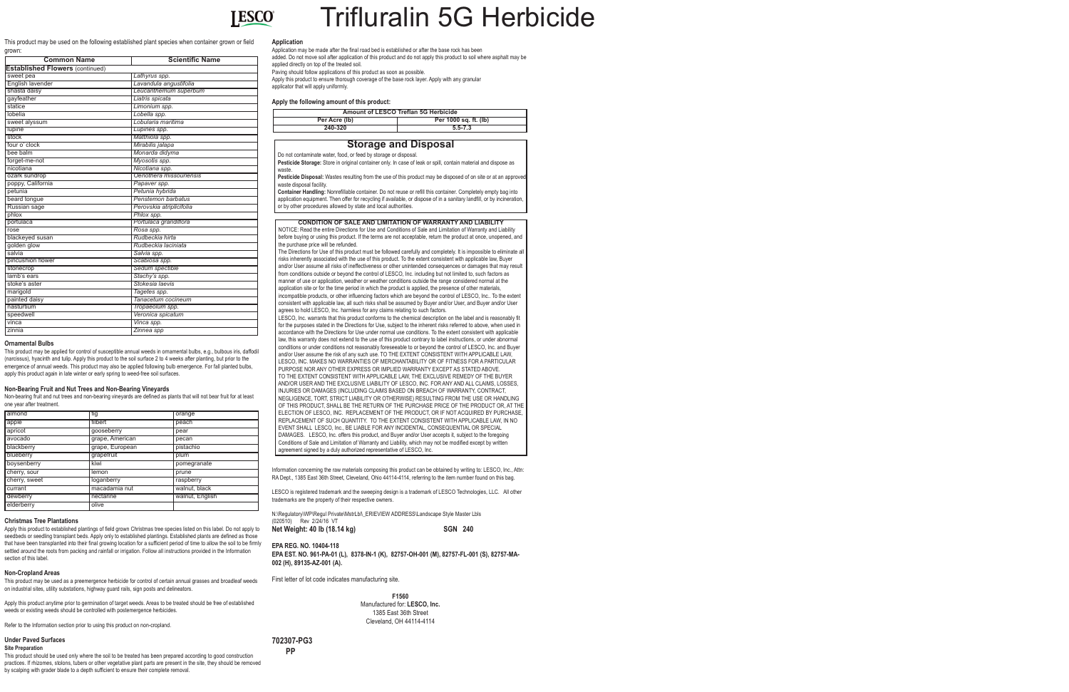# Trifluralin 5G Herbicide

This product may be used on the following established plant species when container grown or field grown:

| Common Name | Scientific Name |
|---|---|
| **Established Flowers** (continued) | |
| sweet pea | *Lathyrus spp.* |
| English lavender | *Lavandula angustifolia* |
| shasta daisy | *Leucanthemum superbum* |
| gayfeather | *Liatris spicata* |
| statice | *Limonium spp.* |
| lobelia | *Lobelia spp.* |
| sweet alyssum | *Lobularia maritima* |
| lupine | *Lupines spp.* |
| stock | *Matthiola spp.* |
| four o' clock | *Mirabilis jalapa* |
| bee balm | *Monarda didyma* |
| forget-me-not | *Myosotis spp.* |
| nicotiana | *Nicotiana spp.* |
| ozark sundrop | *Oenothera missouriensis* |
| poppy, California | *Papaver spp.* |
| petunia | *Petunia hybrida* |
| beard tongue | *Penstemon barbatus* |
| Russian sage | *Perovskia atriplicifolia* |
| phlox | *Phlox spp.* |
| portulaca | *Portulaca grandiflora* |
| rose | *Rosa spp.* |
| blackeyed susan | *Rudbeckia hirta* |
| golden glow | *Rudbeckia laciniata* |
| salvia | *Salvia spp.* |
| pincushion flower | *Scabiosa spp.* |
| stonecrop | *Sedum spectible* |
| lamb's ears | *Stachy's spp.* |
| stoke's aster | *Stokesia laevis* |
| marigold | *Tagetes spp.* |
| painted daisy | *Tanacetum cocineum* |
| nasturtium | *Tropaeolum spp.* |
| speedwell | *Veronica spicatum* |
| vinca | *Vinca spp.* |
| zinnia | *Zinnea spp* |

### Ornamental Bulbs

This product may be applied for control of susceptible annual weeds in ornamental bulbs, e.g., bulbous iris, daffodil (narcissus), hyacinth and tulip. Apply this product to the soil surface 2 to 4 weeks after planting, but prior to the emergence of annual weeds. This product may also be applied following bulb emergence. For fall planted bulbs, apply this product again in late winter or early spring to weed-free soil surfaces.

### Non-Bearing Fruit and Nut Trees and Non-Bearing Vineyards

Non-bearing fruit and nut trees and non-bearing vineyards are defined as plants that will not bear fruit for at least one year after treatment.

| | | |
|---|---|---|
| almond | fig | orange |
| apple | filbert | peach |
| apricot | gooseberry | pear |
| avocado | grape, American | pecan |
| blackberry | grape, European | pistachio |
| blueberry | grapefruit | plum |
| boysenberry | kiwi | pomegranate |
| cherry, sour | lemon | prune |
| cherry, sweet | loganberry | raspberry |
| currant | macadamia nut | walnut, black |
| dewberry | nectarine | walnut, English |
| elderberry | olive | |

### Christmas Tree Plantations

Apply this product to established plantings of field grown Christmas tree species listed on this label. Do not apply to seedbeds or seedling transplant beds. Apply only to established plantings. Established plants are defined as those that have been transplanted into their final growing location for a sufficient period of time to allow the soil to be firmly settled around the roots from packing and rainfall or irrigation. Follow all instructions provided in the Information section of this label.

### Non-Cropland Areas

This product may be used as a preemergence herbicide for control of certain annual grasses and broadleaf weeds on industrial sites, utility substations, highway guard rails, sign posts and delineators.

Apply this product anytime prior to germination of target weeds. Areas to be treated should be free of established weeds or existing weeds should be controlled with postemergence herbicides.

Refer to the Information section prior to using this product on non-cropland.

### Under Paved Surfaces

**Site Preparation**

This product should be used only where the soil to be treated has been prepared according to good construction practices. If rhizomes, stolons, tubers or other vegetative plant parts are present in the site, they should be removed by scalping with grader blade to a depth sufficient to ensure their complete removal.

### Application

Application may be made after the final road bed is established or after the base rock has been added. Do not move soil after application of this product and do not apply this product to soil where asphalt may be applied directly on top of the treated soil.

Paving should follow applications of this product as soon as possible.

Apply this product to ensure thorough coverage of the base rock layer. Apply with any granular applicator that will apply uniformly.

**Apply the following amount of this product:**

| Amount of LESCO Treflan 5G Herbicide | |
|---|---|
| Per Acre (lb) | Per 1000 sq. ft. (lb) |
| 240-320 | 5.5-7.3 |

## Storage and Disposal

Do not contaminate water, food, or feed by storage or disposal.

**Pesticide Storage:** Store in original container only. In case of leak or spill, contain material and dispose as waste.

**Pesticide Disposal:** Wastes resulting from the use of this product may be disposed of on site or at an approved waste disposal facility.

**Container Handling:** Nonrefillable container. Do not reuse or refill this container. Completely empty bag into application equipment. Then offer for recycling if available, or dispose of in a sanitary landfill, or by incineration, or by other procedures allowed by state and local authorities.

**CONDITION OF SALE AND LIMITATION OF WARRANTY AND LIABILITY**

NOTICE: Read the entire Directions for Use and Conditions of Sale and Limitation of Warranty and Liability before buying or using this product. If the terms are not acceptable, return the product at once, unopened, and the purchase price will be refunded.

The Directions for Use of this product must be followed carefully and completely. It is impossible to eliminate all risks inherently associated with the use of this product. To the extent consistent with applicable law, Buyer and/or User assume all risks of ineffectiveness or other unintended consequences or damages that may result from conditions outside or beyond the control of LESCO, Inc. including but not limited to, such factors as manner of use or application, weather or weather conditions outside the range considered normal at the application site or for the time period in which the product is applied, the presence of other materials, incompatible products, or other influencing factors which are beyond the control of LESCO, Inc.. To the extent consistent with applicable law, all such risks shall be assumed by Buyer and/or User, and Buyer and/or User agrees to hold LESCO, Inc. harmless for any claims relating to such factors.

LESCO, Inc. warrants that this product conforms to the chemical description on the label and is reasonably fit for the purposes stated in the Directions for Use, subject to the inherent risks referred to above, when used in accordance with the Directions for Use under normal use conditions. To the extent consistent with applicable law, this warranty does not extend to the use of this product contrary to label instructions, or under abnormal conditions or under conditions not reasonably foreseeable to or beyond the control of LESCO, Inc. and Buyer and/or User assume the risk of any such use. TO THE EXTENT CONSISTENT WITH APPLICABLE LAW, LESCO, INC. MAKES NO WARRANTIES OF MERCHANTABILITY OR OF FITNESS FOR A PARTICULAR PURPOSE NOR ANY OTHER EXPRESS OR IMPLIED WARRANTY EXCEPT AS STATED ABOVE.

TO THE EXTENT CONSISTENT WITH APPLICABLE LAW, THE EXCLUSIVE REMEDY OF THE BUYER AND/OR USER AND THE EXCLUSIVE LIABILITY OF LESCO, INC. FOR ANY AND ALL CLAIMS, LOSSES, INJURIES OR DAMAGES (INCLUDING CLAIMS BASED ON BREACH OF WARRANTY, CONTRACT, NEGLIGENCE, TORT, STRICT LIABILITY OR OTHERWISE) RESULTING FROM THE USE OR HANDLING OF THIS PRODUCT, SHALL BE THE RETURN OF THE PURCHASE PRICE OF THE PRODUCT OR, AT THE ELECTION OF LESCO, INC. REPLACEMENT OF THE PRODUCT, OR IF NOT ACQUIRED BY PURCHASE, REPLACEMENT OF SUCH QUANTITY. TO THE EXTENT CONSISTENT WITH APPLICABLE LAW, IN NO EVENT SHALL LESCO, Inc., BE LIABLE FOR ANY INCIDENTAL, CONSEQUENTIAL OR SPECIAL DAMAGES. LESCO, Inc. offers this product, and Buyer and/or User accepts it, subject to the foregoing Conditions of Sale and Limitation of Warranty and Liability, which may not be modified except by written agreement signed by a duly authorized representative of LESCO, Inc.

Information concerning the raw materials composing this product can be obtained by writing to: LESCO, Inc., Attn: RA Dept., 1385 East 36th Street, Cleveland, Ohio 44114-4114, referring to the item number found on this bag.

LESCO is registered trademark and the sweeping design is a trademark of LESCO Technologies, LLC. All other trademarks are the property of their respective owners.

N:\Regulatory\WP\Regul Private\MstrLbl\_ERIEVIEW ADDRESS\Landscape Style Master Lbls
(020510) Rev 2/24/16 VT

**Net Weight: 40 lb (18.14 kg)** **SGN 240**

**EPA REG. NO. 10404-118**

**EPA EST. NO. 961-PA-01 (L), 8378-IN-1 (K), 82757-OH-001 (M), 82757-FL-001 (S), 82757-MA-002 (H), 89135-AZ-001 (A).**

First letter of lot code indicates manufacturing site.

**F1560**
Manufactured for: **LESCO, Inc.**
1385 East 36th Street
Cleveland, OH 44114-4114

**702307-PG3**
**PP**